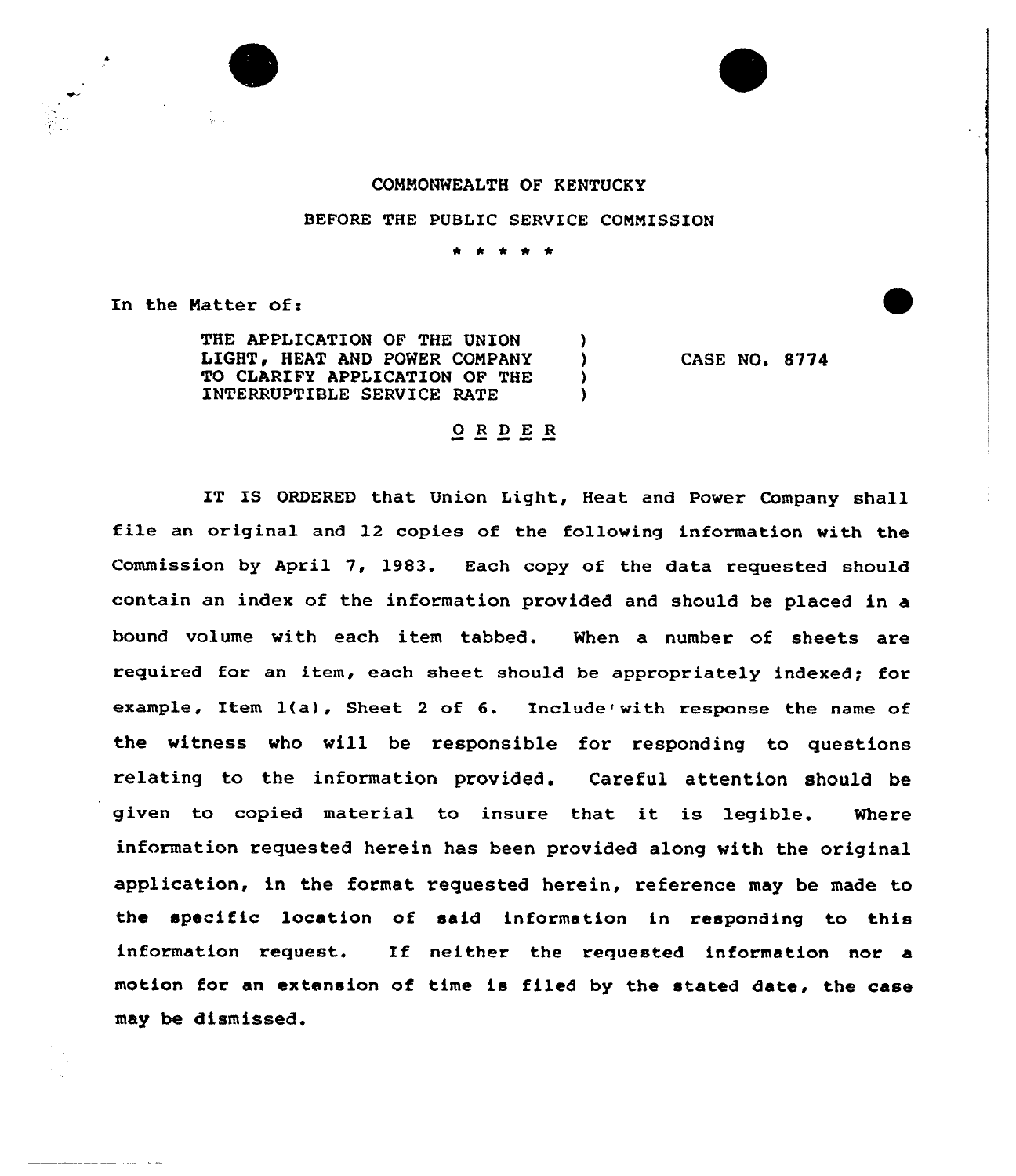COMMONWEALTH OF KENTUCKY

BEFORE THE PUBLIC SERVICE COMMISSION

\* \* \* \* \*

In the Matter of:

| | | |
|---|---|---|
| THE APPLICATION OF THE UNION LIGHT, HEAT AND POWER COMPANY TO CLARIFY APPLICATION OF THE INTERRUPTIBLE SERVICE RATE | ) ) ) ) | CASE NO. 8774 |

O R D E R

IT IS ORDERED that Union Light, Heat and Power Company shall file an original and 12 copies of the following information with the Commission by April 7, 1983. Each copy of the data requested should contain an index of the information provided and should be placed in a bound volume with each item tabbed. When a number of sheets are required for an item, each sheet should be appropriately indexed; for example, Item 1(a), Sheet 2 of 6. Include with response the name of the witness who will be responsible for responding to questions relating to the information provided. Careful attention should be given to copied material to insure that it is legible. Where information requested herein has been provided along with the original application, in the format requested herein, reference may be made to the specific location of said information in responding to this information request. If neither the requested information nor a motion for an extension of time is filed by the stated date, the case may be dismissed.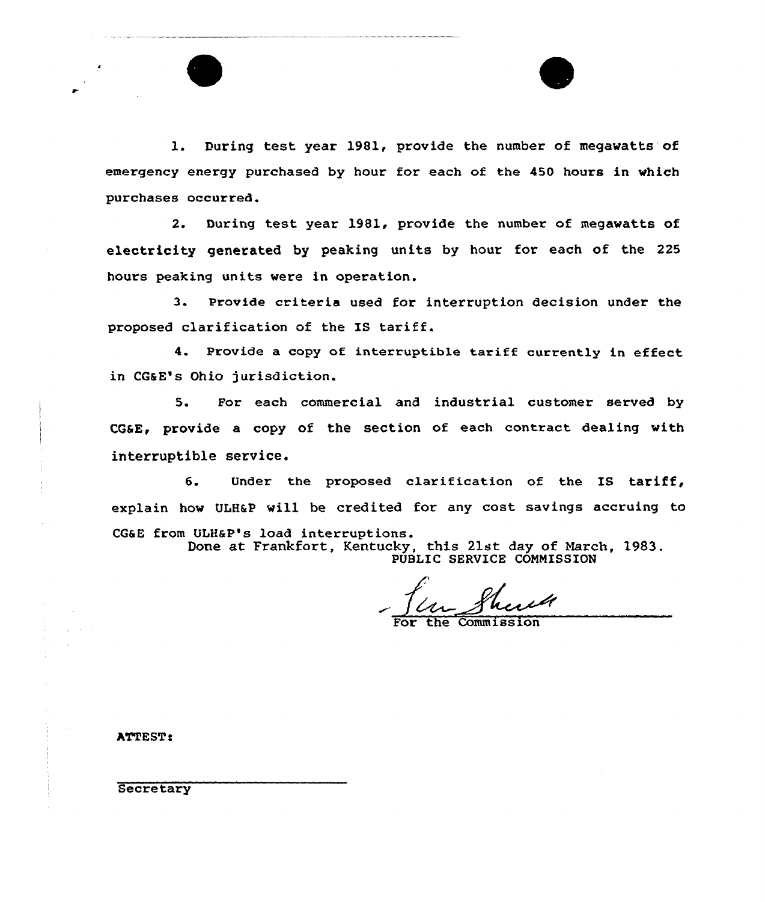1. During test year 1981, provide the number of megawatts of emergency energy purchased by hour for each of the 450 hours in which purchases occurred.

2. During test year 1981, provide the number of megawatts of electricity generated by peaking units by hour for each of the 225 hours peaking units were in operation.

3. Provide criteria used for interruption decision under the proposed clarification of the IS tariff.

4. Provide a copy of interruptible tariff currently in effect in CG&E's Ohio jurisdiction.

5. For each commercial and industrial customer served by CG&E, provide a copy of the section of each contract dealing with interruptible service.

6. Under the proposed clarification of the IS tariff, explain how ULH&P will be credited for any cost savings accruing to CG&E from ULH&P's load interruptions.

Done at Frankfort, Kentucky, this 21st day of March, 1983.

PUBLIC SERVICE COMMISSION

For the Commission

ATTEST:

Secretary